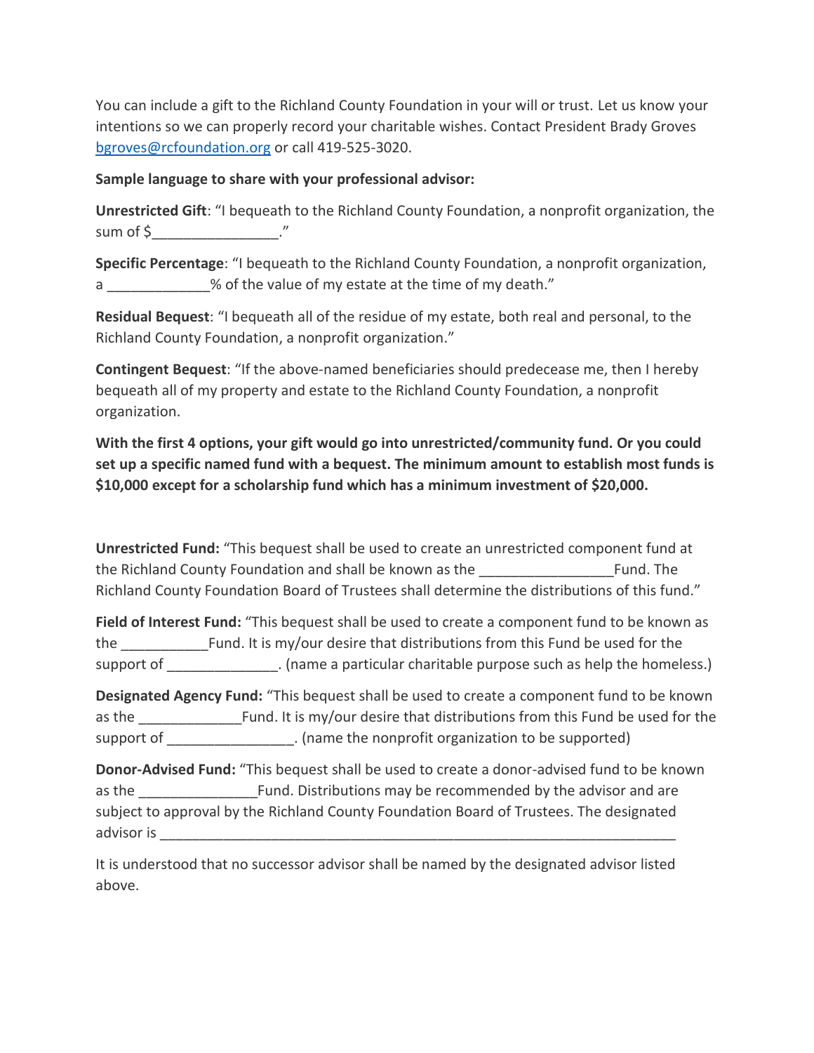You can include a gift to the Richland County Foundation in your will or trust. Let us know your intentions so we can properly record your charitable wishes. Contact President Brady Groves [bgroves@rcfoundation.org](mailto:bgroves@rcfoundation.org) or call 419-525-3020.

**Sample language to share with your professional advisor:**

**Unrestricted Gift**: "I bequeath to the Richland County Foundation, a nonprofit organization, the sum of $________________."

**Specific Percentage**: "I bequeath to the Richland County Foundation, a nonprofit organization, a _____________% of the value of my estate at the time of my death."

**Residual Bequest**: "I bequeath all of the residue of my estate, both real and personal, to the Richland County Foundation, a nonprofit organization."

**Contingent Bequest**: "If the above-named beneficiaries should predecease me, then I hereby bequeath all of my property and estate to the Richland County Foundation, a nonprofit organization.

**With the first 4 options, your gift would go into unrestricted/community fund. Or you could set up a specific named fund with a bequest. The minimum amount to establish most funds is $10,000 except for a scholarship fund which has a minimum investment of $20,000.**

**Unrestricted Fund:** "This bequest shall be used to create an unrestricted component fund at the Richland County Foundation and shall be known as the _________________Fund. The Richland County Foundation Board of Trustees shall determine the distributions of this fund."

**Field of Interest Fund:** "This bequest shall be used to create a component fund to be known as the ___________Fund. It is my/our desire that distributions from this Fund be used for the support of ______________. (name a particular charitable purpose such as help the homeless.)

**Designated Agency Fund:** "This bequest shall be used to create a component fund to be known as the _____________Fund. It is my/our desire that distributions from this Fund be used for the support of ________________. (name the nonprofit organization to be supported)

**Donor-Advised Fund:** "This bequest shall be used to create a donor-advised fund to be known as the _______________Fund. Distributions may be recommended by the advisor and are subject to approval by the Richland County Foundation Board of Trustees. The designated advisor is ____________________________________________________________________

It is understood that no successor advisor shall be named by the designated advisor listed above.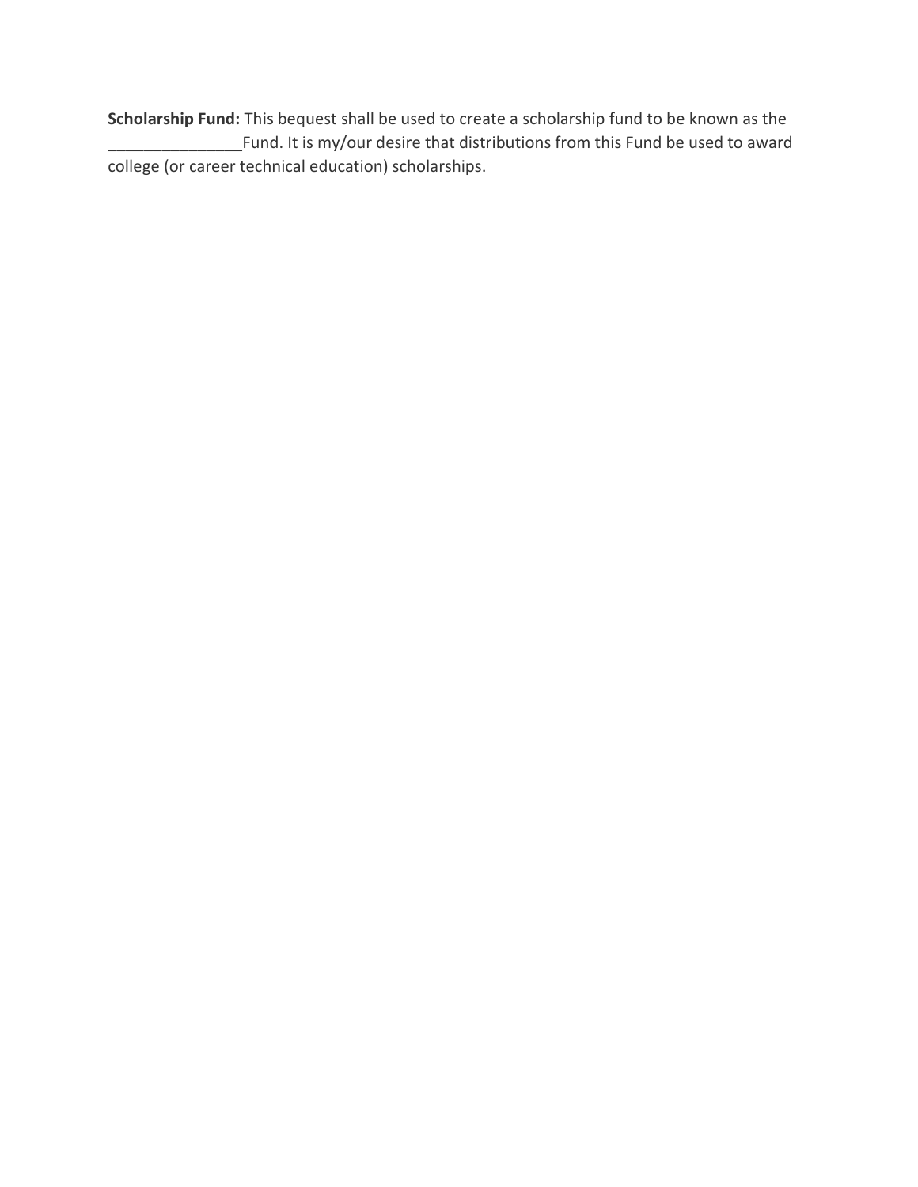**Scholarship Fund:** This bequest shall be used to create a scholarship fund to be known as the _______________Fund. It is my/our desire that distributions from this Fund be used to award college (or career technical education) scholarships.